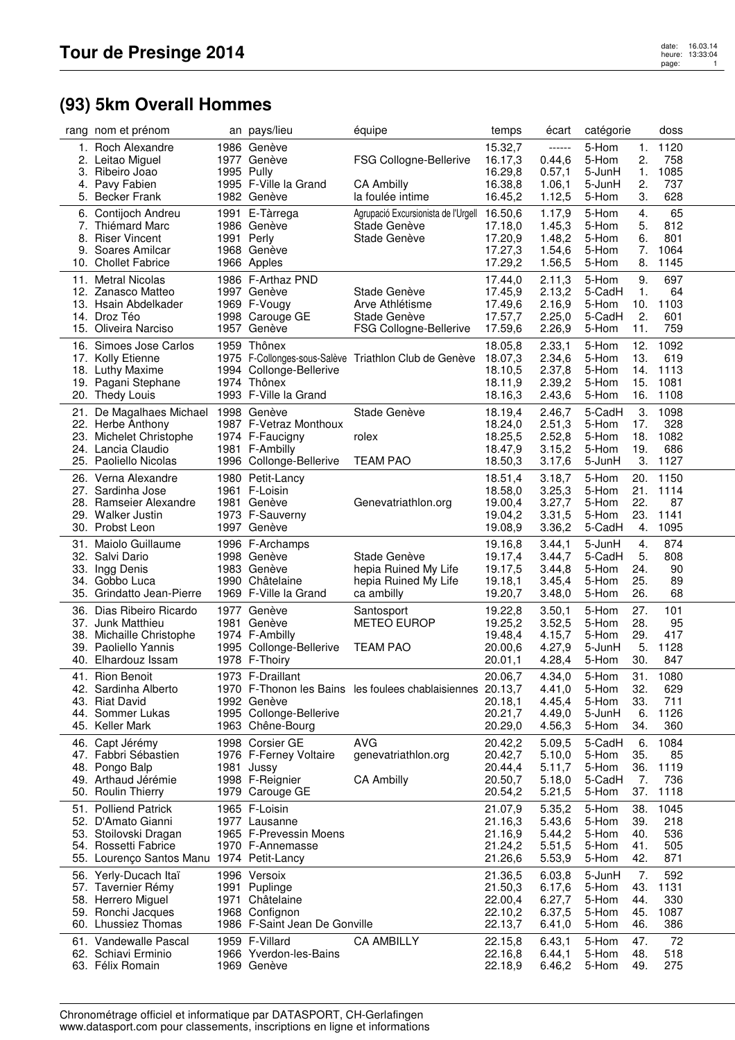# Tour de Presinge 2014

## (93) 5km Overall Hommes

| rang | nom et prénom | an | pays/lieu | équipe | temps | écart | catégorie | | doss |
|---|---|---|---|---|---|---|---|---|---|
| 1. | Roch Alexandre | 1986 | Genève | | 15.32,7 | ------ | 5-Hom | 1. | 1120 |
| 2. | Leitao Miguel | 1977 | Genève | FSG Collogne-Bellerive | 16.17,3 | 0.44,6 | 5-Hom | 2. | 758 |
| 3. | Ribeiro Joao | 1995 | Pully | | 16.29,8 | 0.57,1 | 5-JunH | 1. | 1085 |
| 4. | Pavy Fabien | 1995 | F-Ville la Grand | CA Ambilly | 16.38,8 | 1.06,1 | 5-JunH | 2. | 737 |
| 5. | Becker Frank | 1982 | Genève | la foulée intime | 16.45,2 | 1.12,5 | 5-Hom | 3. | 628 |
| 6. | Contijoch Andreu | 1991 | E-Tàrrega | Agrupació Excursionista de l'Urgell | 16.50,6 | 1.17,9 | 5-Hom | 4. | 65 |
| 7. | Thiémard Marc | 1986 | Genève | Stade Genève | 17.18,0 | 1.45,3 | 5-Hom | 5. | 812 |
| 8. | Riser Vincent | 1991 | Perly | Stade Genève | 17.20,9 | 1.48,2 | 5-Hom | 6. | 801 |
| 9. | Soares Amilcar | 1968 | Genève | | 17.27,3 | 1.54,6 | 5-Hom | 7. | 1064 |
| 10. | Chollet Fabrice | 1966 | Apples | | 17.29,2 | 1.56,5 | 5-Hom | 8. | 1145 |
| 11. | Metral Nicolas | 1986 | F-Arthaz PND | | 17.44,0 | 2.11,3 | 5-Hom | 9. | 697 |
| 12. | Zanasco Matteo | 1997 | Genève | Stade Genève | 17.45,9 | 2.13,2 | 5-CadH | 1. | 64 |
| 13. | Hsain Abdelkader | 1969 | F-Vougy | Arve Athlétisme | 17.49,6 | 2.16,9 | 5-Hom | 10. | 1103 |
| 14. | Droz Téo | 1998 | Carouge GE | Stade Genève | 17.57,7 | 2.25,0 | 5-CadH | 2. | 601 |
| 15. | Oliveira Narciso | 1957 | Genève | FSG Collogne-Bellerive | 17.59,6 | 2.26,9 | 5-Hom | 11. | 759 |
| 16. | Simoes Jose Carlos | 1959 | Thônex | | 18.05,8 | 2.33,1 | 5-Hom | 12. | 1092 |
| 17. | Kolly Etienne | 1975 | F-Collonges-sous-Salève | Triathlon Club de Genève | 18.07,3 | 2.34,6 | 5-Hom | 13. | 619 |
| 18. | Luthy Maxime | 1994 | Collonge-Bellerive | | 18.10,5 | 2.37,8 | 5-Hom | 14. | 1113 |
| 19. | Pagani Stephane | 1974 | Thônex | | 18.11,9 | 2.39,2 | 5-Hom | 15. | 1081 |
| 20. | Thedy Louis | 1993 | F-Ville la Grand | | 18.16,3 | 2.43,6 | 5-Hom | 16. | 1108 |
| 21. | De Magalhaes Michael | 1998 | Genève | Stade Genève | 18.19,4 | 2.46,7 | 5-CadH | 3. | 1098 |
| 22. | Herbe Anthony | 1987 | F-Vetraz Monthoux | | 18.24,0 | 2.51,3 | 5-Hom | 17. | 328 |
| 23. | Michelet Christophe | 1974 | F-Faucigny | rolex | 18.25,5 | 2.52,8 | 5-Hom | 18. | 1082 |
| 24. | Lancia Claudio | 1981 | F-Ambilly | | 18.47,9 | 3.15,2 | 5-Hom | 19. | 686 |
| 25. | Paoliello Nicolas | 1996 | Collonge-Bellerive | TEAM PAO | 18.50,3 | 3.17,6 | 5-JunH | 3. | 1127 |
| 26. | Verna Alexandre | 1980 | Petit-Lancy | | 18.51,4 | 3.18,7 | 5-Hom | 20. | 1150 |
| 27. | Sardinha Jose | 1961 | F-Loisin | | 18.58,0 | 3.25,3 | 5-Hom | 21. | 1114 |
| 28. | Ramseier Alexandre | 1981 | Genève | Genevatriathlon.org | 19.00,4 | 3.27,7 | 5-Hom | 22. | 87 |
| 29. | Walker Justin | 1973 | F-Sauverny | | 19.04,2 | 3.31,5 | 5-Hom | 23. | 1141 |
| 30. | Probst Leon | 1997 | Genève | | 19.08,9 | 3.36,2 | 5-CadH | 4. | 1095 |
| 31. | Maiolo Guillaume | 1996 | F-Archamps | | 19.16,8 | 3.44,1 | 5-JunH | 4. | 874 |
| 32. | Salvi Dario | 1998 | Genève | Stade Genève | 19.17,4 | 3.44,7 | 5-CadH | 5. | 808 |
| 33. | Ingg Denis | 1983 | Genève | hepia Ruined My Life | 19.17,5 | 3.44,8 | 5-Hom | 24. | 90 |
| 34. | Gobbo Luca | 1990 | Châtelaine | hepia Ruined My Life | 19.18,1 | 3.45,4 | 5-Hom | 25. | 89 |
| 35. | Grindatto Jean-Pierre | 1969 | F-Ville la Grand | ca ambilly | 19.20,7 | 3.48,0 | 5-Hom | 26. | 68 |
| 36. | Dias Ribeiro Ricardo | 1977 | Genève | Santosport | 19.22,8 | 3.50,1 | 5-Hom | 27. | 101 |
| 37. | Junk Matthieu | 1981 | Genève | METEO EUROP | 19.25,2 | 3.52,5 | 5-Hom | 28. | 95 |
| 38. | Michaille Christophe | 1974 | F-Ambilly | | 19.48,4 | 4.15,7 | 5-Hom | 29. | 417 |
| 39. | Paoliello Yannis | 1995 | Collonge-Bellerive | TEAM PAO | 20.00,6 | 4.27,9 | 5-JunH | 5. | 1128 |
| 40. | Elhardouz Issam | 1978 | F-Thoiry | | 20.01,1 | 4.28,4 | 5-Hom | 30. | 847 |
| 41. | Rion Benoit | 1973 | F-Draillant | | 20.06,7 | 4.34,0 | 5-Hom | 31. | 1080 |
| 42. | Sardinha Alberto | 1970 | F-Thonon les Bains | les foulees chablaisiennes | 20.13,7 | 4.41,0 | 5-Hom | 32. | 629 |
| 43. | Riat David | 1992 | Genève | | 20.18,1 | 4.45,4 | 5-Hom | 33. | 711 |
| 44. | Sommer Lukas | 1995 | Collonge-Bellerive | | 20.21,7 | 4.49,0 | 5-JunH | 6. | 1126 |
| 45. | Keller Mark | 1963 | Chêne-Bourg | | 20.29,0 | 4.56,3 | 5-Hom | 34. | 360 |
| 46. | Capt Jérémy | 1998 | Corsier GE | AVG | 20.42,2 | 5.09,5 | 5-CadH | 6. | 1084 |
| 47. | Fabbri Sébastien | 1976 | F-Ferney Voltaire | genevatriathlon.org | 20.42,7 | 5.10,0 | 5-Hom | 35. | 85 |
| 48. | Pongo Balp | 1981 | Jussy | | 20.44,4 | 5.11,7 | 5-Hom | 36. | 1119 |
| 49. | Arthaud Jérémie | 1998 | F-Reignier | CA Ambilly | 20.50,7 | 5.18,0 | 5-CadH | 7. | 736 |
| 50. | Roulin Thierry | 1979 | Carouge GE | | 20.54,2 | 5.21,5 | 5-Hom | 37. | 1118 |
| 51. | Polliend Patrick | 1965 | F-Loisin | | 21.07,9 | 5.35,2 | 5-Hom | 38. | 1045 |
| 52. | D'Amato Gianni | 1977 | Lausanne | | 21.16,3 | 5.43,6 | 5-Hom | 39. | 218 |
| 53. | Stoilovski Dragan | 1965 | F-Prevessin Moens | | 21.16,9 | 5.44,2 | 5-Hom | 40. | 536 |
| 54. | Rossetti Fabrice | 1970 | F-Annemasse | | 21.24,2 | 5.51,5 | 5-Hom | 41. | 505 |
| 55. | Lourenço Santos Manu | 1974 | Petit-Lancy | | 21.26,6 | 5.53,9 | 5-Hom | 42. | 871 |
| 56. | Yerly-Ducach Itaï | 1996 | Versoix | | 21.36,5 | 6.03,8 | 5-JunH | 7. | 592 |
| 57. | Tavernier Rémy | 1991 | Puplinge | | 21.50,3 | 6.17,6 | 5-Hom | 43. | 1131 |
| 58. | Herrero Miguel | 1971 | Châtelaine | | 22.00,4 | 6.27,7 | 5-Hom | 44. | 330 |
| 59. | Ronchi Jacques | 1968 | Confignon | | 22.10,2 | 6.37,5 | 5-Hom | 45. | 1087 |
| 60. | Lhussiez Thomas | 1986 | F-Saint Jean De Gonville | | 22.13,7 | 6.41,0 | 5-Hom | 46. | 386 |
| 61. | Vandewalle Pascal | 1959 | F-Villard | CA AMBILLY | 22.15,8 | 6.43,1 | 5-Hom | 47. | 72 |
| 62. | Schiavi Erminio | 1966 | Yverdon-les-Bains | | 22.16,8 | 6.44,1 | 5-Hom | 48. | 518 |
| 63. | Félix Romain | 1969 | Genève | | 22.18,9 | 6.46,2 | 5-Hom | 49. | 275 |

Chronométrage officiel et informatique par DATASPORT, CH-Gerlafingen
www.datasport.com pour classements, inscriptions en ligne et informations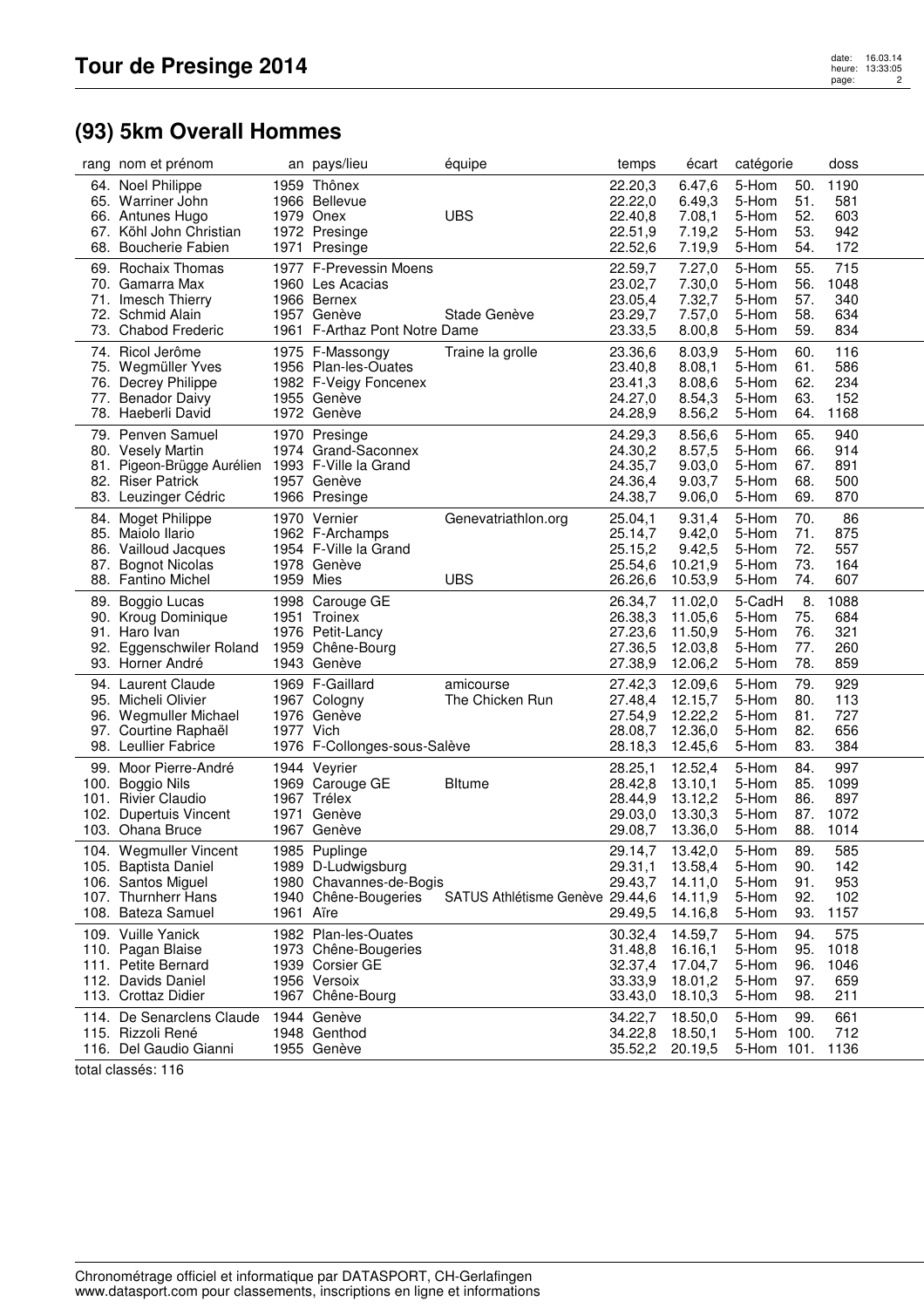# Tour de Presinge 2014

## (93) 5km Overall Hommes

| rang | nom et prénom | an | pays/lieu | équipe | temps | écart | catégorie | | doss |
|---|---|---|---|---|---|---|---|---|---|
| 64. | Noel Philippe | 1959 | Thônex | | 22.20,3 | 6.47,6 | 5-Hom | 50. | 1190 |
| 65. | Warriner John | 1966 | Bellevue | | 22.22,0 | 6.49,3 | 5-Hom | 51. | 581 |
| 66. | Antunes Hugo | 1979 | Onex | UBS | 22.40,8 | 7.08,1 | 5-Hom | 52. | 603 |
| 67. | Köhl John Christian | 1972 | Presinge | | 22.51,9 | 7.19,2 | 5-Hom | 53. | 942 |
| 68. | Boucherie Fabien | 1971 | Presinge | | 22.52,6 | 7.19,9 | 5-Hom | 54. | 172 |
| 69. | Rochaix Thomas | 1977 | F-Prevessin Moens | | 22.59,7 | 7.27,0 | 5-Hom | 55. | 715 |
| 70. | Gamarra Max | 1960 | Les Acacias | | 23.02,7 | 7.30,0 | 5-Hom | 56. | 1048 |
| 71. | Imesch Thierry | 1966 | Bernex | | 23.05,4 | 7.32,7 | 5-Hom | 57. | 340 |
| 72. | Schmid Alain | 1957 | Genève | Stade Genève | 23.29,7 | 7.57,0 | 5-Hom | 58. | 634 |
| 73. | Chabod Frederic | 1961 | F-Arthaz Pont Notre Dame | | 23.33,5 | 8.00,8 | 5-Hom | 59. | 834 |
| 74. | Ricol Jerôme | 1975 | F-Massongy | Traine la grolle | 23.36,6 | 8.03,9 | 5-Hom | 60. | 116 |
| 75. | Wegmüller Yves | 1956 | Plan-les-Ouates | | 23.40,8 | 8.08,1 | 5-Hom | 61. | 586 |
| 76. | Decrey Philippe | 1982 | F-Veigy Foncenex | | 23.41,3 | 8.08,6 | 5-Hom | 62. | 234 |
| 77. | Benador Daivy | 1955 | Genève | | 24.27,0 | 8.54,3 | 5-Hom | 63. | 152 |
| 78. | Haeberli David | 1972 | Genève | | 24.28,9 | 8.56,2 | 5-Hom | 64. | 1168 |
| 79. | Penven Samuel | 1970 | Presinge | | 24.29,3 | 8.56,6 | 5-Hom | 65. | 940 |
| 80. | Vesely Martin | 1974 | Grand-Saconnex | | 24.30,2 | 8.57,5 | 5-Hom | 66. | 914 |
| 81. | Pigeon-Brügge Aurélien | 1993 | F-Ville la Grand | | 24.35,7 | 9.03,0 | 5-Hom | 67. | 891 |
| 82. | Riser Patrick | 1957 | Genève | | 24.36,4 | 9.03,7 | 5-Hom | 68. | 500 |
| 83. | Leuzinger Cédric | 1966 | Presinge | | 24.38,7 | 9.06,0 | 5-Hom | 69. | 870 |
| 84. | Moget Philippe | 1970 | Vernier | Genevatriathlon.org | 25.04,1 | 9.31,4 | 5-Hom | 70. | 86 |
| 85. | Maiolo Ilario | 1962 | F-Archamps | | 25.14,7 | 9.42,0 | 5-Hom | 71. | 875 |
| 86. | Vailloud Jacques | 1954 | F-Ville la Grand | | 25.15,2 | 9.42,5 | 5-Hom | 72. | 557 |
| 87. | Bognot Nicolas | 1978 | Genève | | 25.54,6 | 10.21,9 | 5-Hom | 73. | 164 |
| 88. | Fantino Michel | 1959 | Mies | UBS | 26.26,6 | 10.53,9 | 5-Hom | 74. | 607 |
| 89. | Boggio Lucas | 1998 | Carouge GE | | 26.34,7 | 11.02,0 | 5-CadH | 8. | 1088 |
| 90. | Kroug Dominique | 1951 | Troinex | | 26.38,3 | 11.05,6 | 5-Hom | 75. | 684 |
| 91. | Haro Ivan | 1976 | Petit-Lancy | | 27.23,6 | 11.50,9 | 5-Hom | 76. | 321 |
| 92. | Eggenschwiler Roland | 1959 | Chêne-Bourg | | 27.36,5 | 12.03,8 | 5-Hom | 77. | 260 |
| 93. | Horner André | 1943 | Genève | | 27.38,9 | 12.06,2 | 5-Hom | 78. | 859 |
| 94. | Laurent Claude | 1969 | F-Gaillard | amicourse | 27.42,3 | 12.09,6 | 5-Hom | 79. | 929 |
| 95. | Micheli Olivier | 1967 | Cologny | The Chicken Run | 27.48,4 | 12.15,7 | 5-Hom | 80. | 113 |
| 96. | Wegmuller Michael | 1976 | Genève | | 27.54,9 | 12.22,2 | 5-Hom | 81. | 727 |
| 97. | Courtine Raphaël | 1977 | Vich | | 28.08,7 | 12.36,0 | 5-Hom | 82. | 656 |
| 98. | Leullier Fabrice | 1976 | F-Collonges-sous-Salève | | 28.18,3 | 12.45,6 | 5-Hom | 83. | 384 |
| 99. | Moor Pierre-André | 1944 | Veyrier | | 28.25,1 | 12.52,4 | 5-Hom | 84. | 997 |
| 100. | Boggio Nils | 1969 | Carouge GE | BItume | 28.42,8 | 13.10,1 | 5-Hom | 85. | 1099 |
| 101. | Rivier Claudio | 1967 | Trélex | | 28.44,9 | 13.12,2 | 5-Hom | 86. | 897 |
| 102. | Dupertuis Vincent | 1971 | Genève | | 29.03,0 | 13.30,3 | 5-Hom | 87. | 1072 |
| 103. | Ohana Bruce | 1967 | Genève | | 29.08,7 | 13.36,0 | 5-Hom | 88. | 1014 |
| 104. | Wegmuller Vincent | 1985 | Puplinge | | 29.14,7 | 13.42,0 | 5-Hom | 89. | 585 |
| 105. | Baptista Daniel | 1989 | D-Ludwigsburg | | 29.31,1 | 13.58,4 | 5-Hom | 90. | 142 |
| 106. | Santos Miguel | 1980 | Chavannes-de-Bogis | | 29.43,7 | 14.11,0 | 5-Hom | 91. | 953 |
| 107. | Thurnherr Hans | 1940 | Chêne-Bougeries | SATUS Athlétisme Genève | 29.44,6 | 14.11,9 | 5-Hom | 92. | 102 |
| 108. | Bateza Samuel | 1961 | Aïre | | 29.49,5 | 14.16,8 | 5-Hom | 93. | 1157 |
| 109. | Vuille Yanick | 1982 | Plan-les-Ouates | | 30.32,4 | 14.59,7 | 5-Hom | 94. | 575 |
| 110. | Pagan Blaise | 1973 | Chêne-Bougeries | | 31.48,8 | 16.16,1 | 5-Hom | 95. | 1018 |
| 111. | Petite Bernard | 1939 | Corsier GE | | 32.37,4 | 17.04,7 | 5-Hom | 96. | 1046 |
| 112. | Davids Daniel | 1956 | Versoix | | 33.33,9 | 18.01,2 | 5-Hom | 97. | 659 |
| 113. | Crottaz Didier | 1967 | Chêne-Bourg | | 33.43,0 | 18.10,3 | 5-Hom | 98. | 211 |
| 114. | De Senarclens Claude | 1944 | Genève | | 34.22,7 | 18.50,0 | 5-Hom | 99. | 661 |
| 115. | Rizzoli René | 1948 | Genthod | | 34.22,8 | 18.50,1 | 5-Hom | 100. | 712 |
| 116. | Del Gaudio Gianni | 1955 | Genève | | 35.52,2 | 20.19,5 | 5-Hom | 101. | 1136 |

total classés: 116

Chronométrage officiel et informatique par DATASPORT, CH-Gerlafingen
www.datasport.com pour classements, inscriptions en ligne et informations